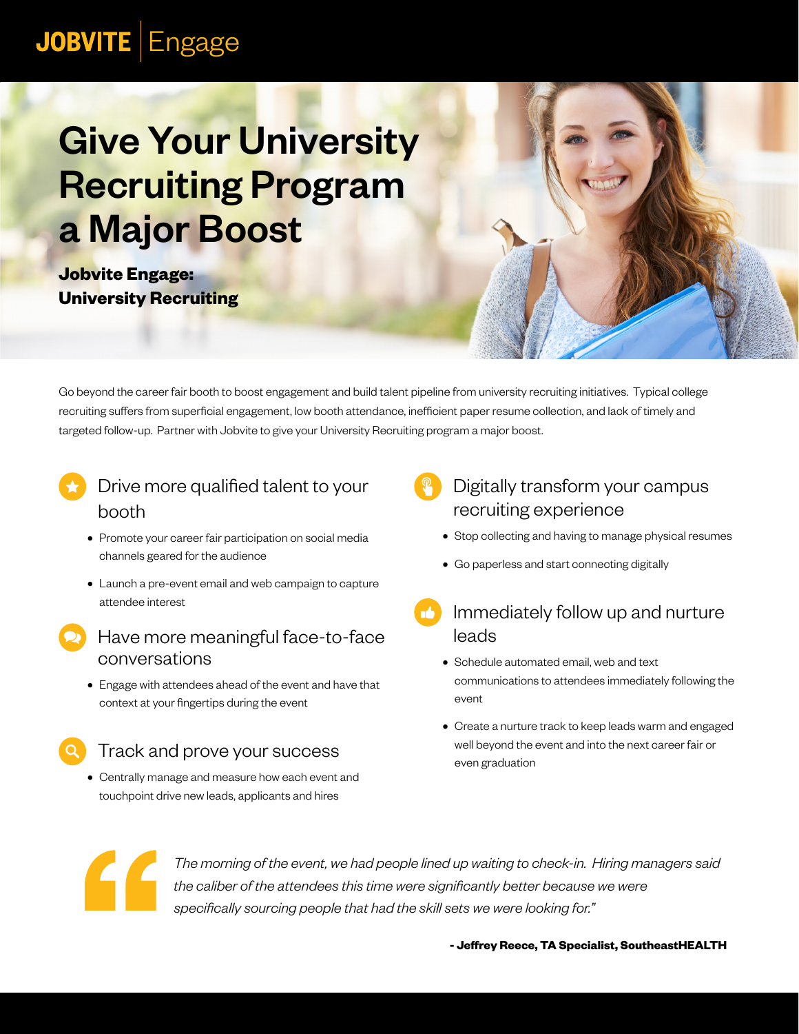JOBVITE | Engage

# Give Your University Recruiting Program a Major Boost

**Jobvite Engage:**
**University Recruiting**

Go beyond the career fair booth to boost engagement and build talent pipeline from university recruiting initiatives. Typical college recruiting suffers from superficial engagement, low booth attendance, inefficient paper resume collection, and lack of timely and targeted follow-up. Partner with Jobvite to give your University Recruiting program a major boost.

## Drive more qualified talent to your booth

- Promote your career fair participation on social media channels geared for the audience
- Launch a pre-event email and web campaign to capture attendee interest

## Have more meaningful face-to-face conversations

- Engage with attendees ahead of the event and have that context at your fingertips during the event

## Track and prove your success

- Centrally manage and measure how each event and touchpoint drive new leads, applicants and hires

## Digitally transform your campus recruiting experience

- Stop collecting and having to manage physical resumes
- Go paperless and start connecting digitally

## Immediately follow up and nurture leads

- Schedule automated email, web and text communications to attendees immediately following the event
- Create a nurture track to keep leads warm and engaged well beyond the event and into the next career fair or even graduation

> *The morning of the event, we had people lined up waiting to check-in. Hiring managers said the caliber of the attendees this time were significantly better because we were specifically sourcing people that had the skill sets we were looking for."*
>
> **- Jeffrey Reece, TA Specialist, SoutheastHEALTH**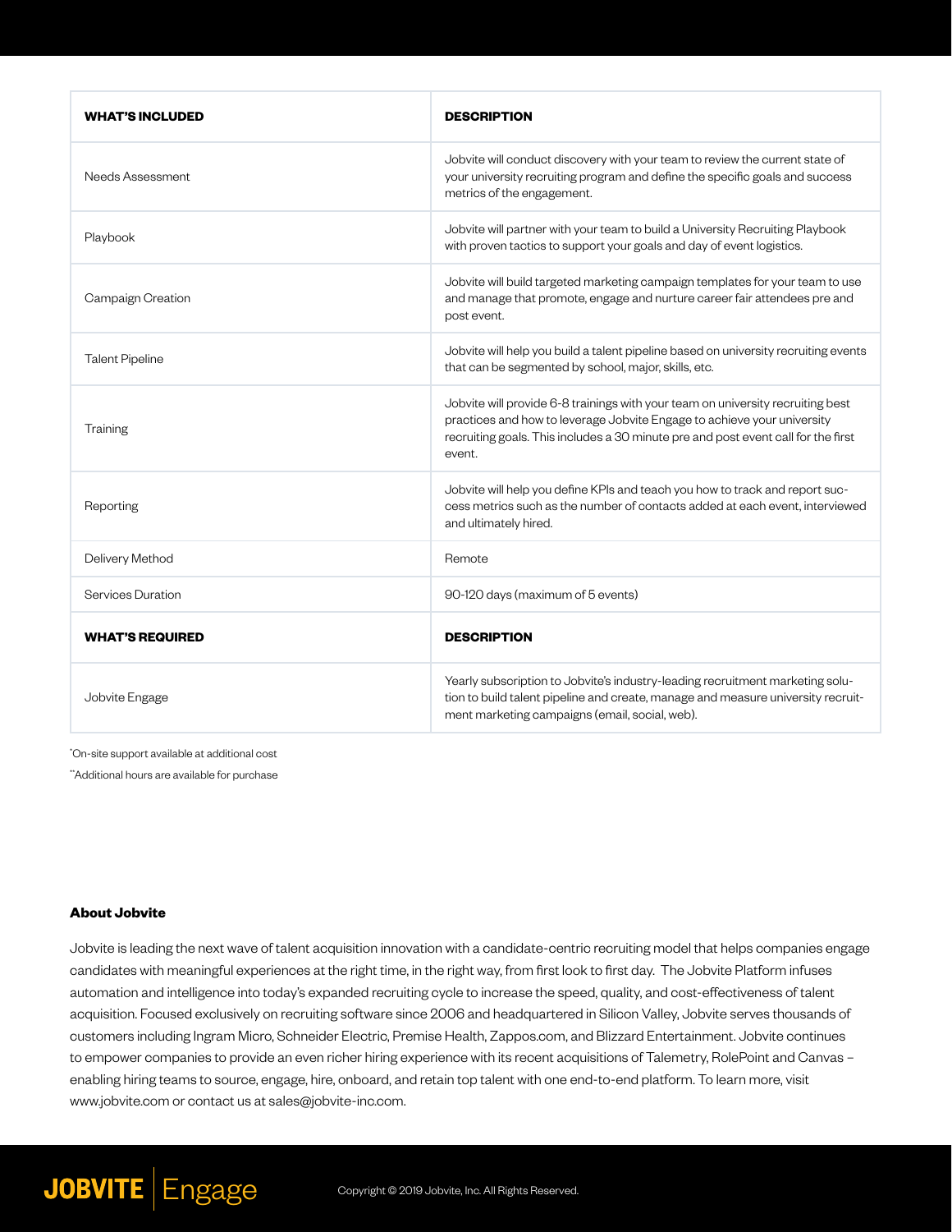| WHAT'S INCLUDED | DESCRIPTION |
| --- | --- |
| Needs Assessment | Jobvite will conduct discovery with your team to review the current state of your university recruiting program and define the specific goals and success metrics of the engagement. |
| Playbook | Jobvite will partner with your team to build a University Recruiting Playbook with proven tactics to support your goals and day of event logistics. |
| Campaign Creation | Jobvite will build targeted marketing campaign templates for your team to use and manage that promote, engage and nurture career fair attendees pre and post event. |
| Talent Pipeline | Jobvite will help you build a talent pipeline based on university recruiting events that can be segmented by school, major, skills, etc. |
| Training | Jobvite will provide 6-8 trainings with your team on university recruiting best practices and how to leverage Jobvite Engage to achieve your university recruiting goals. This includes a 30 minute pre and post event call for the first event. |
| Reporting | Jobvite will help you define KPIs and teach you how to track and report success metrics such as the number of contacts added at each event, interviewed and ultimately hired. |
| Delivery Method | Remote |
| Services Duration | 90-120 days (maximum of 5 events) |
| **WHAT'S REQUIRED** | **DESCRIPTION** |
| Jobvite Engage | Yearly subscription to Jobvite's industry-leading recruitment marketing solution to build talent pipeline and create, manage and measure university recruitment marketing campaigns (email, social, web). |

*On-site support available at additional cost

**Additional hours are available for purchase

**About Jobvite**

Jobvite is leading the next wave of talent acquisition innovation with a candidate-centric recruiting model that helps companies engage candidates with meaningful experiences at the right time, in the right way, from first look to first day. The Jobvite Platform infuses automation and intelligence into today's expanded recruiting cycle to increase the speed, quality, and cost-effectiveness of talent acquisition. Focused exclusively on recruiting software since 2006 and headquartered in Silicon Valley, Jobvite serves thousands of customers including Ingram Micro, Schneider Electric, Premise Health, Zappos.com, and Blizzard Entertainment. Jobvite continues to empower companies to provide an even richer hiring experience with its recent acquisitions of Talemetry, RolePoint and Canvas – enabling hiring teams to source, engage, hire, onboard, and retain top talent with one end-to-end platform. To learn more, visit www.jobvite.com or contact us at sales@jobvite-inc.com.

JOBVITE | Engage

Copyright © 2019 Jobvite, Inc. All Rights Reserved.